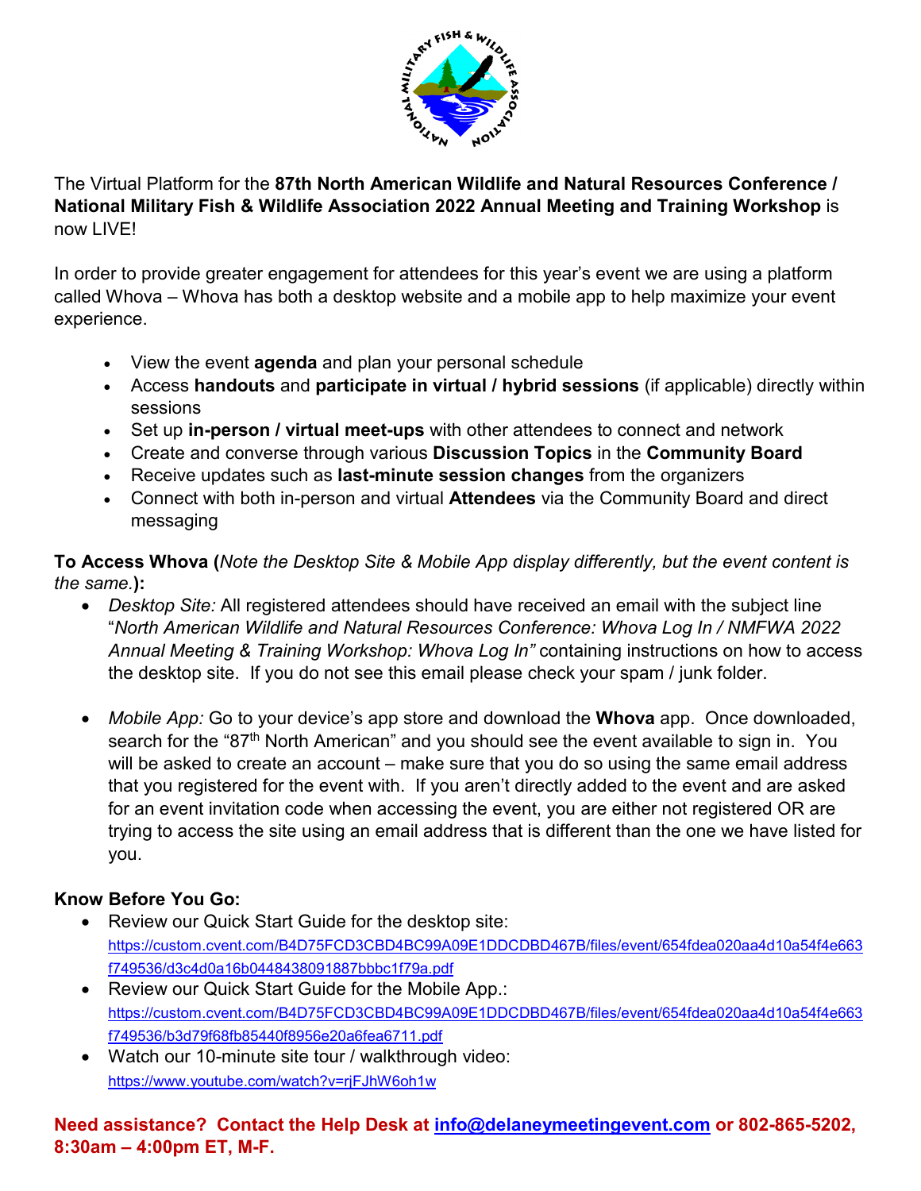The Virtual Platform for the **87th North American Wildlife and Natural Resources Conference / National Military Fish & Wildlife Association 2022 Annual Meeting and Training Workshop** is now LIVE!

In order to provide greater engagement for attendees for this year's event we are using a platform called Whova – Whova has both a desktop website and a mobile app to help maximize your event experience.

- View the event **agenda** and plan your personal schedule
- Access **handouts** and **participate in virtual / hybrid sessions** (if applicable) directly within sessions
- Set up **in-person / virtual meet-ups** with other attendees to connect and network
- Create and converse through various **Discussion Topics** in the **Community Board**
- Receive updates such as **last-minute session changes** from the organizers
- Connect with both in-person and virtual **Attendees** via the Community Board and direct messaging

**To Access Whova (***Note the Desktop Site & Mobile App display differently, but the event content is the same.***):**

- *Desktop Site:* All registered attendees should have received an email with the subject line "*North American Wildlife and Natural Resources Conference: Whova Log In / NMFWA 2022 Annual Meeting & Training Workshop: Whova Log In"* containing instructions on how to access the desktop site. If you do not see this email please check your spam / junk folder.

- *Mobile App:* Go to your device's app store and download the **Whova** app. Once downloaded, search for the "87th North American" and you should see the event available to sign in. You will be asked to create an account – make sure that you do so using the same email address that you registered for the event with. If you aren't directly added to the event and are asked for an event invitation code when accessing the event, you are either not registered OR are trying to access the site using an email address that is different than the one we have listed for you.

**Know Before You Go:**

- Review our Quick Start Guide for the desktop site: https://custom.cvent.com/B4D75FCD3CBD4BC99A09E1DDCDBD467B/files/event/654fdea020aa4d10a54f4e663f749536/d3c4d0a16b0448438091887bbbc1f79a.pdf
- Review our Quick Start Guide for the Mobile App.: https://custom.cvent.com/B4D75FCD3CBD4BC99A09E1DDCDBD467B/files/event/654fdea020aa4d10a54f4e663f749536/b3d79f68fb85440f8956e20a6fea6711.pdf
- Watch our 10-minute site tour / walkthrough video: https://www.youtube.com/watch?v=rjFJhW6oh1w

**Need assistance? Contact the Help Desk at info@delaneymeetingevent.com or 802-865-5202, 8:30am – 4:00pm ET, M-F.**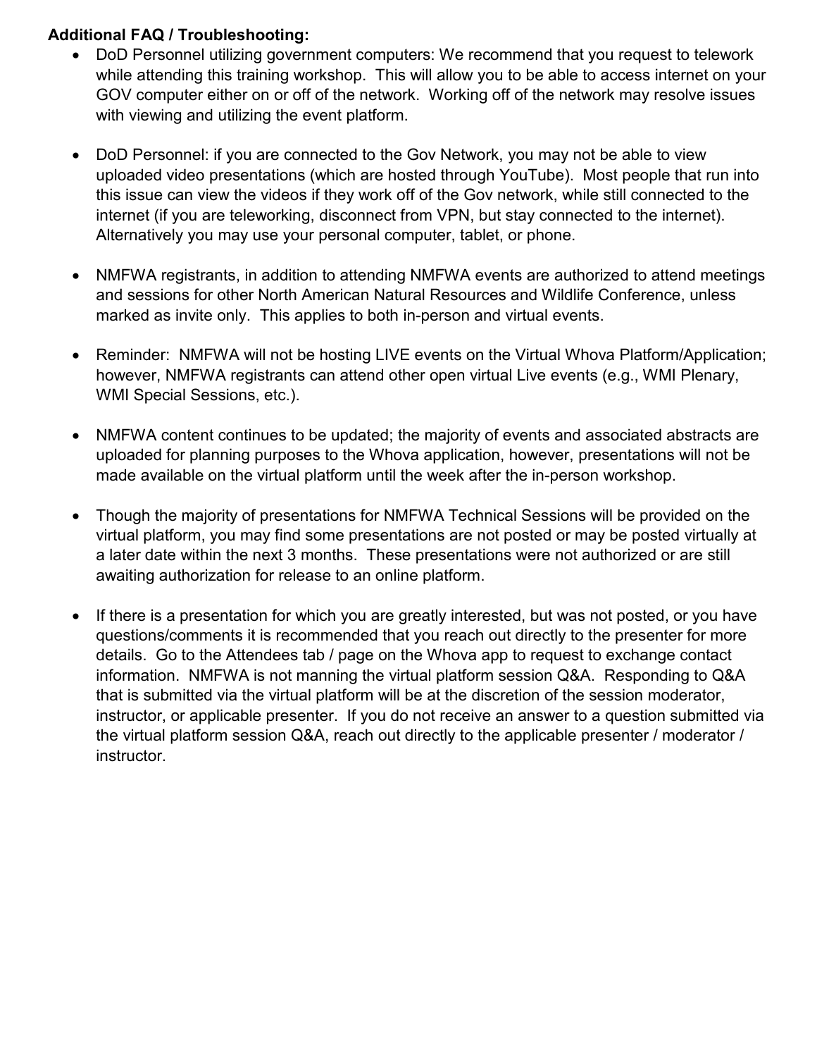**Additional FAQ / Troubleshooting:**

- DoD Personnel utilizing government computers: We recommend that you request to telework while attending this training workshop. This will allow you to be able to access internet on your GOV computer either on or off of the network. Working off of the network may resolve issues with viewing and utilizing the event platform.

- DoD Personnel: if you are connected to the Gov Network, you may not be able to view uploaded video presentations (which are hosted through YouTube). Most people that run into this issue can view the videos if they work off of the Gov network, while still connected to the internet (if you are teleworking, disconnect from VPN, but stay connected to the internet). Alternatively you may use your personal computer, tablet, or phone.

- NMFWA registrants, in addition to attending NMFWA events are authorized to attend meetings and sessions for other North American Natural Resources and Wildlife Conference, unless marked as invite only. This applies to both in-person and virtual events.

- Reminder: NMFWA will not be hosting LIVE events on the Virtual Whova Platform/Application; however, NMFWA registrants can attend other open virtual Live events (e.g., WMI Plenary, WMI Special Sessions, etc.).

- NMFWA content continues to be updated; the majority of events and associated abstracts are uploaded for planning purposes to the Whova application, however, presentations will not be made available on the virtual platform until the week after the in-person workshop.

- Though the majority of presentations for NMFWA Technical Sessions will be provided on the virtual platform, you may find some presentations are not posted or may be posted virtually at a later date within the next 3 months. These presentations were not authorized or are still awaiting authorization for release to an online platform.

- If there is a presentation for which you are greatly interested, but was not posted, or you have questions/comments it is recommended that you reach out directly to the presenter for more details. Go to the Attendees tab / page on the Whova app to request to exchange contact information. NMFWA is not manning the virtual platform session Q&A. Responding to Q&A that is submitted via the virtual platform will be at the discretion of the session moderator, instructor, or applicable presenter. If you do not receive an answer to a question submitted via the virtual platform session Q&A, reach out directly to the applicable presenter / moderator / instructor.